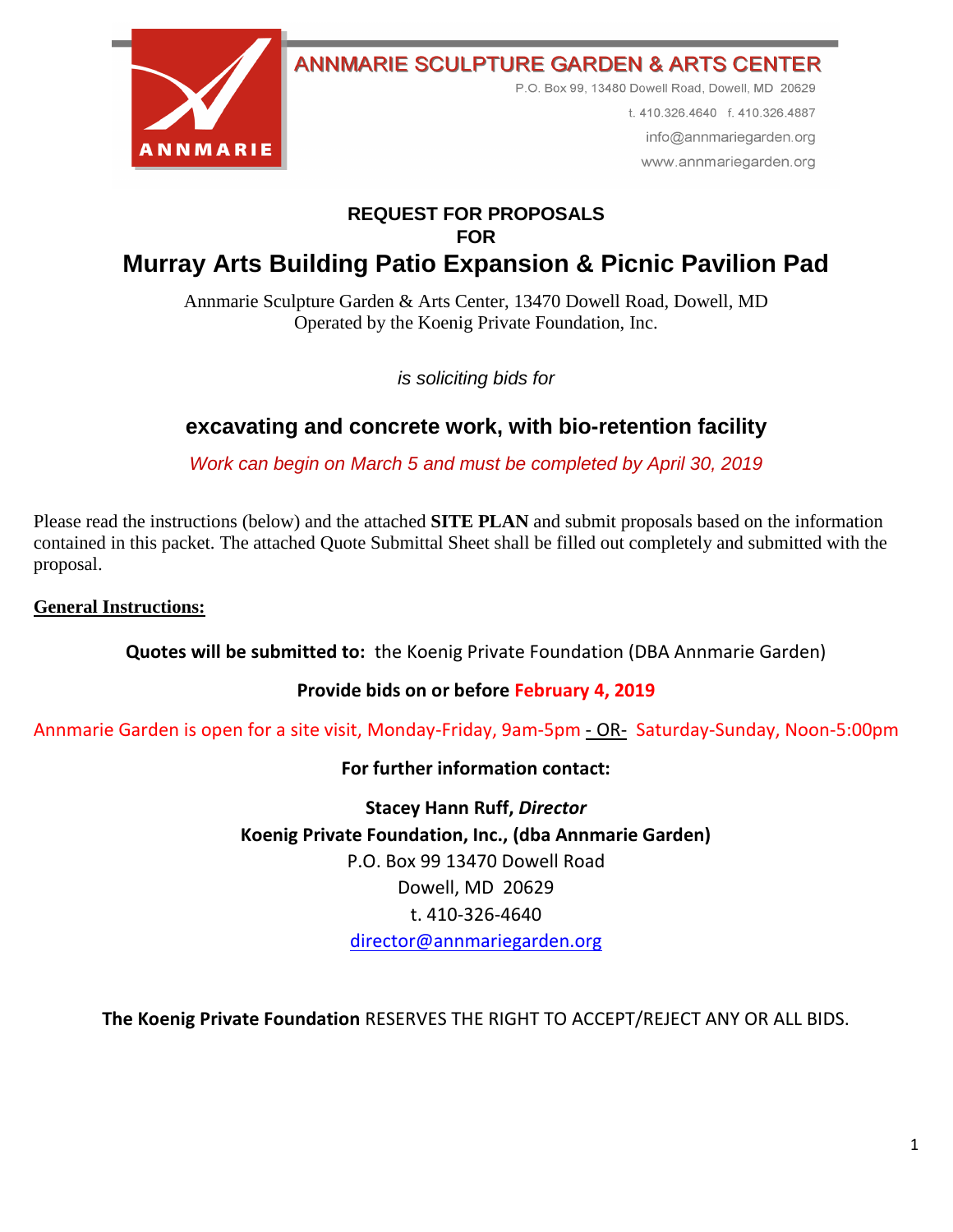ANNMARIE SCULPTURE GARDEN & ARTS CENTER

P.O. Box 99, 13480 Dowell Road, Dowell, MD 20629

t. 410.326.4640 f. 410.326.4887

info@annmariegarden.org

www.annmariegarden.org

## REQUEST FOR PROPOSALS
## FOR
# Murray Arts Building Patio Expansion & Picnic Pavilion Pad

Annmarie Sculpture Garden & Arts Center, 13470 Dowell Road, Dowell, MD
Operated by the Koenig Private Foundation, Inc.

*is soliciting bids for*

## excavating and concrete work, with bio-retention facility

*Work can begin on March 5 and must be completed by April 30, 2019*

Please read the instructions (below) and the attached **SITE PLAN** and submit proposals based on the information contained in this packet. The attached Quote Submittal Sheet shall be filled out completely and submitted with the proposal.

**General Instructions:**

**Quotes will be submitted to:** the Koenig Private Foundation (DBA Annmarie Garden)

**Provide bids on or before February 4, 2019**

Annmarie Garden is open for a site visit, Monday-Friday, 9am-5pm - OR- Saturday-Sunday, Noon-5:00pm

**For further information contact:**

**Stacey Hann Ruff, *Director***
**Koenig Private Foundation, Inc., (dba Annmarie Garden)**
P.O. Box 99 13470 Dowell Road
Dowell, MD 20629
t. 410-326-4640
director@annmariegarden.org

**The Koenig Private Foundation** RESERVES THE RIGHT TO ACCEPT/REJECT ANY OR ALL BIDS.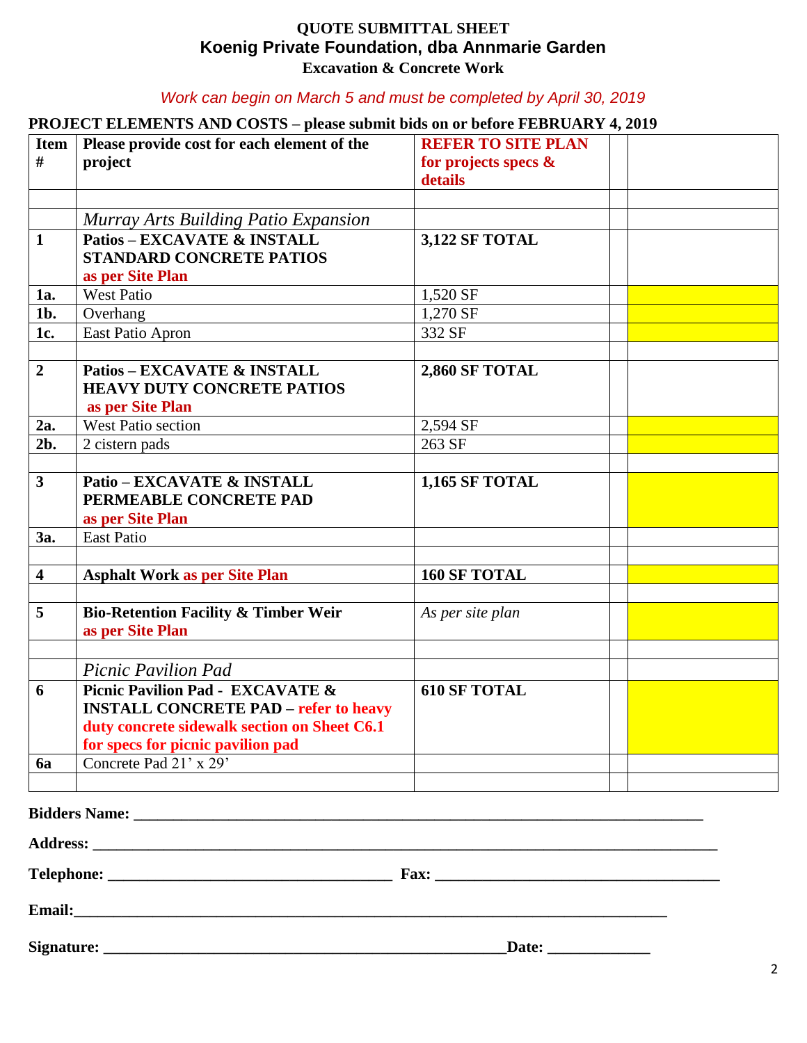**QUOTE SUBMITTAL SHEET**

**Koenig Private Foundation, dba Annmarie Garden**

**Excavation & Concrete Work**

*Work can begin on March 5 and must be completed by April 30, 2019*

**PROJECT ELEMENTS AND COSTS – please submit bids on or before FEBRUARY 4, 2019**

| Item # | Please provide cost for each element of the project | REFER TO SITE PLAN for projects specs & details | | |
|---|---|---|---|---|
| | | | | |
| | *Murray Arts Building Patio Expansion* | | | |
| **1** | **Patios – EXCAVATE & INSTALL STANDARD CONCRETE PATIOS as per Site Plan** | **3,122 SF TOTAL** | | |
| **1a.** | West Patio | 1,520 SF | | |
| **1b.** | Overhang | 1,270 SF | | |
| **1c.** | East Patio Apron | 332 SF | | |
| | | | | |
| **2** | **Patios – EXCAVATE & INSTALL HEAVY DUTY CONCRETE PATIOS as per Site Plan** | **2,860 SF TOTAL** | | |
| **2a.** | West Patio section | 2,594 SF | | |
| **2b.** | 2 cistern pads | 263 SF | | |
| | | | | |
| **3** | **Patio – EXCAVATE & INSTALL PERMEABLE CONCRETE PAD as per Site Plan** | **1,165 SF TOTAL** | | |
| **3a.** | East Patio | | | |
| | | | | |
| **4** | **Asphalt Work as per Site Plan** | **160 SF TOTAL** | | |
| | | | | |
| **5** | **Bio-Retention Facility & Timber Weir as per Site Plan** | *As per site plan* | | |
| | | | | |
| | *Picnic Pavilion Pad* | | | |
| **6** | **Picnic Pavilion Pad - EXCAVATE & INSTALL CONCRETE PAD – refer to heavy duty concrete sidewalk section on Sheet C6.1 for specs for picnic pavilion pad** | **610 SF TOTAL** | | |
| **6a** | Concrete Pad 21' x 29' | | | |
| | | | | |

**Bidders Name:** ____________________________________________________________________________

**Address:** ________________________________________________________________________________

**Telephone:** ____________________________________ **Fax:** ____________________________________

**Email:**_______________________________________________________________________________

**Signature:** ___________________________________________________**Date:** _____________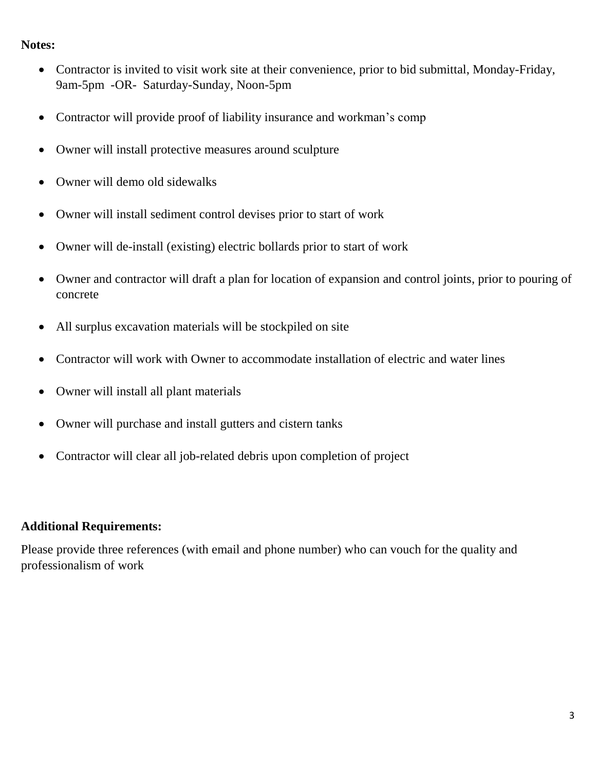**Notes:**

- Contractor is invited to visit work site at their convenience, prior to bid submittal, Monday-Friday, 9am-5pm -OR- Saturday-Sunday, Noon-5pm
- Contractor will provide proof of liability insurance and workman's comp
- Owner will install protective measures around sculpture
- Owner will demo old sidewalks
- Owner will install sediment control devises prior to start of work
- Owner will de-install (existing) electric bollards prior to start of work
- Owner and contractor will draft a plan for location of expansion and control joints, prior to pouring of concrete
- All surplus excavation materials will be stockpiled on site
- Contractor will work with Owner to accommodate installation of electric and water lines
- Owner will install all plant materials
- Owner will purchase and install gutters and cistern tanks
- Contractor will clear all job-related debris upon completion of project

**Additional Requirements:**

Please provide three references (with email and phone number) who can vouch for the quality and professionalism of work